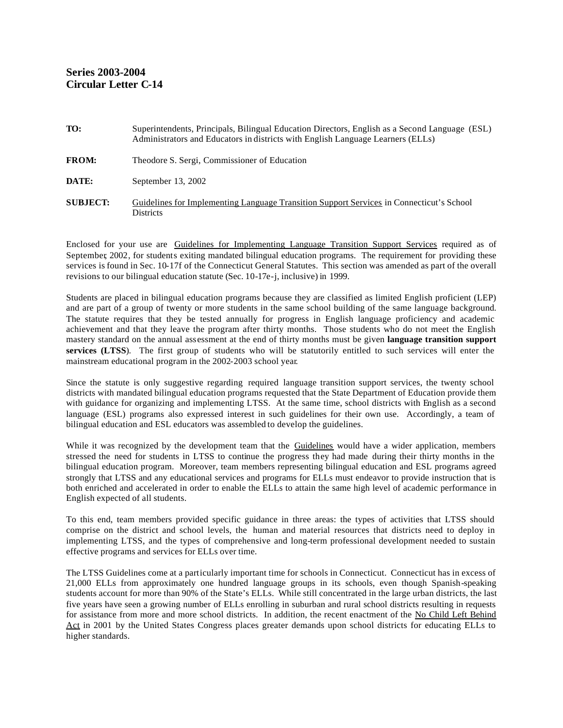**Series 2003-2004**
**Circular Letter C-14**

**TO:** Superintendents, Principals, Bilingual Education Directors, English as a Second Language (ESL) Administrators and Educators in districts with English Language Learners (ELLs)

**FROM:** Theodore S. Sergi, Commissioner of Education

**DATE:** September 13, 2002

**SUBJECT:** Guidelines for Implementing Language Transition Support Services in Connecticut's School Districts

Enclosed for your use are Guidelines for Implementing Language Transition Support Services required as of September, 2002, for students exiting mandated bilingual education programs. The requirement for providing these services is found in Sec. 10-17f of the Connecticut General Statutes. This section was amended as part of the overall revisions to our bilingual education statute (Sec. 10-17e-j, inclusive) in 1999.

Students are placed in bilingual education programs because they are classified as limited English proficient (LEP) and are part of a group of twenty or more students in the same school building of the same language background. The statute requires that they be tested annually for progress in English language proficiency and academic achievement and that they leave the program after thirty months. Those students who do not meet the English mastery standard on the annual assessment at the end of thirty months must be given **language transition support services (LTSS)**. The first group of students who will be statutorily entitled to such services will enter the mainstream educational program in the 2002-2003 school year.

Since the statute is only suggestive regarding required language transition support services, the twenty school districts with mandated bilingual education programs requested that the State Department of Education provide them with guidance for organizing and implementing LTSS. At the same time, school districts with English as a second language (ESL) programs also expressed interest in such guidelines for their own use. Accordingly, a team of bilingual education and ESL educators was assembled to develop the guidelines.

While it was recognized by the development team that the Guidelines would have a wider application, members stressed the need for students in LTSS to continue the progress they had made during their thirty months in the bilingual education program. Moreover, team members representing bilingual education and ESL programs agreed strongly that LTSS and any educational services and programs for ELLs must endeavor to provide instruction that is both enriched and accelerated in order to enable the ELLs to attain the same high level of academic performance in English expected of all students.

To this end, team members provided specific guidance in three areas: the types of activities that LTSS should comprise on the district and school levels, the human and material resources that districts need to deploy in implementing LTSS, and the types of comprehensive and long-term professional development needed to sustain effective programs and services for ELLs over time.

The LTSS Guidelines come at a particularly important time for schools in Connecticut. Connecticut has in excess of 21,000 ELLs from approximately one hundred language groups in its schools, even though Spanish-speaking students account for more than 90% of the State's ELLs. While still concentrated in the large urban districts, the last five years have seen a growing number of ELLs enrolling in suburban and rural school districts resulting in requests for assistance from more and more school districts. In addition, the recent enactment of the No Child Left Behind Act in 2001 by the United States Congress places greater demands upon school districts for educating ELLs to higher standards.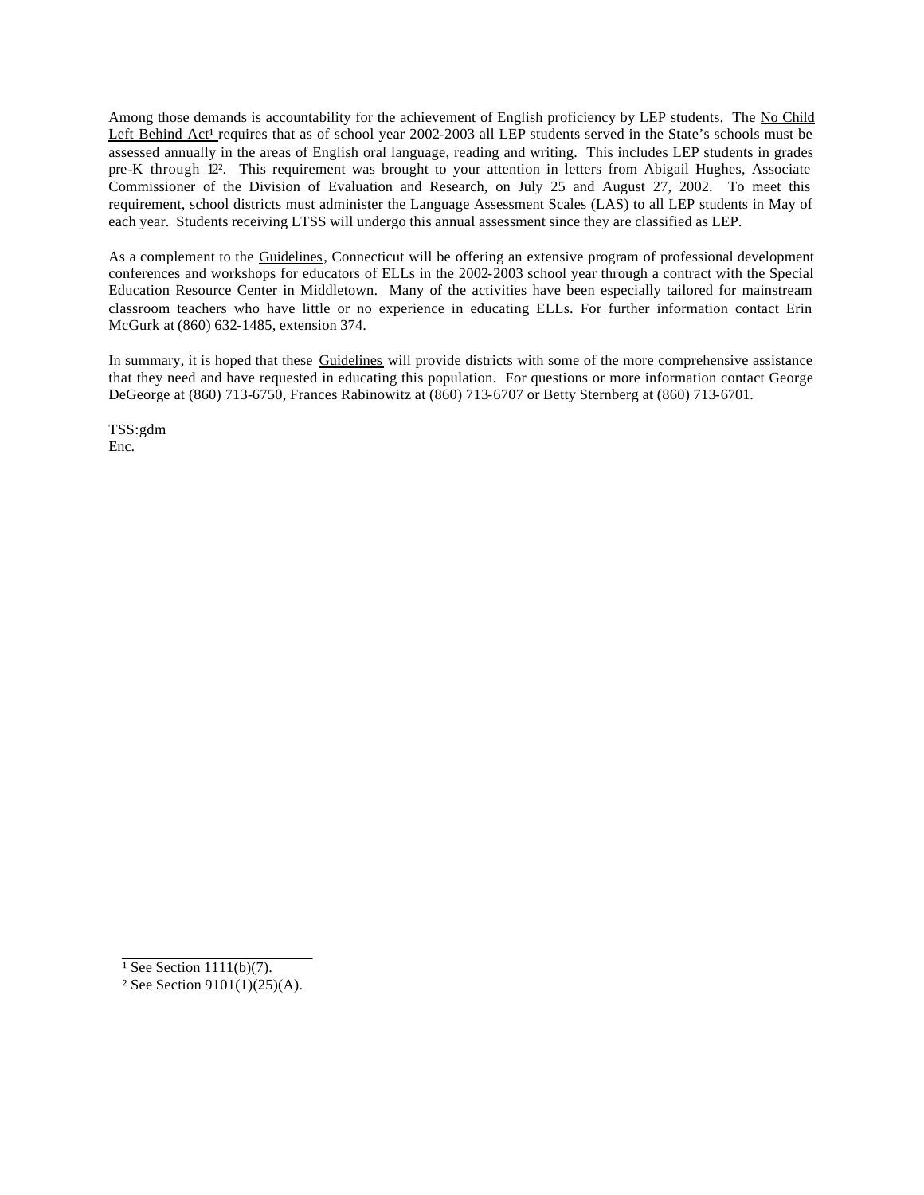Among those demands is accountability for the achievement of English proficiency by LEP students. The No Child Left Behind Act[1] requires that as of school year 2002-2003 all LEP students served in the State's schools must be assessed annually in the areas of English oral language, reading and writing. This includes LEP students in grades pre-K through 12[2]. This requirement was brought to your attention in letters from Abigail Hughes, Associate Commissioner of the Division of Evaluation and Research, on July 25 and August 27, 2002. To meet this requirement, school districts must administer the Language Assessment Scales (LAS) to all LEP students in May of each year. Students receiving LTSS will undergo this annual assessment since they are classified as LEP.

As a complement to the Guidelines, Connecticut will be offering an extensive program of professional development conferences and workshops for educators of ELLs in the 2002-2003 school year through a contract with the Special Education Resource Center in Middletown. Many of the activities have been especially tailored for mainstream classroom teachers who have little or no experience in educating ELLs. For further information contact Erin McGurk at (860) 632-1485, extension 374.

In summary, it is hoped that these Guidelines will provide districts with some of the more comprehensive assistance that they need and have requested in educating this population. For questions or more information contact George DeGeorge at (860) 713-6750, Frances Rabinowitz at (860) 713-6707 or Betty Sternberg at (860) 713-6701.

TSS:gdm
Enc.

---

[1] See Section 1111(b)(7).

[2] See Section 9101(1)(25)(A).